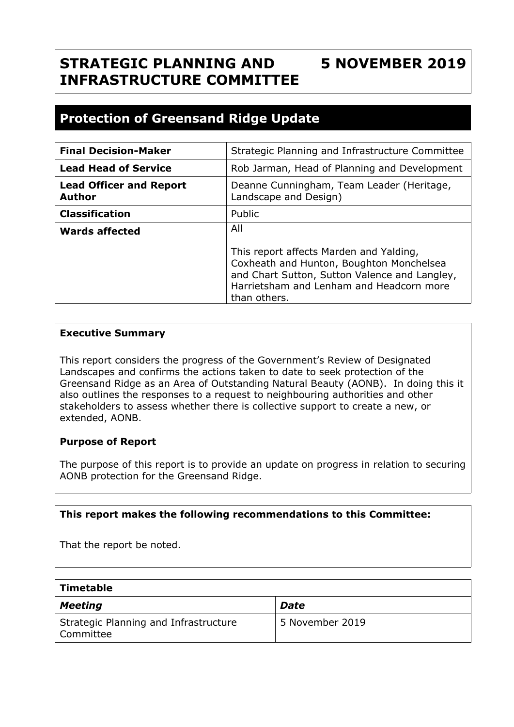# STRATEGIC PLANNING AND INFRASTRUCTURE COMMITTEE — 5 NOVEMBER 2019

## Protection of Greensand Ridge Update

| | |
|---|---|
| **Final Decision-Maker** | Strategic Planning and Infrastructure Committee |
| **Lead Head of Service** | Rob Jarman, Head of Planning and Development |
| **Lead Officer and Report Author** | Deanne Cunningham, Team Leader (Heritage, Landscape and Design) |
| **Classification** | Public |
| **Wards affected** | All<br><br>This report affects Marden and Yalding, Coxheath and Hunton, Boughton Monchelsea and Chart Sutton, Sutton Valence and Langley, Harrietsham and Lenham and Headcorn more than others. |

**Executive Summary**

This report considers the progress of the Government's Review of Designated Landscapes and confirms the actions taken to date to seek protection of the Greensand Ridge as an Area of Outstanding Natural Beauty (AONB). In doing this it also outlines the responses to a request to neighbouring authorities and other stakeholders to assess whether there is collective support to create a new, or extended, AONB.

**Purpose of Report**

The purpose of this report is to provide an update on progress in relation to securing AONB protection for the Greensand Ridge.

**This report makes the following recommendations to this Committee:**

That the report be noted.

| **Timetable** | |
|---|---|
| ***Meeting*** | ***Date*** |
| Strategic Planning and Infrastructure Committee | 5 November 2019 |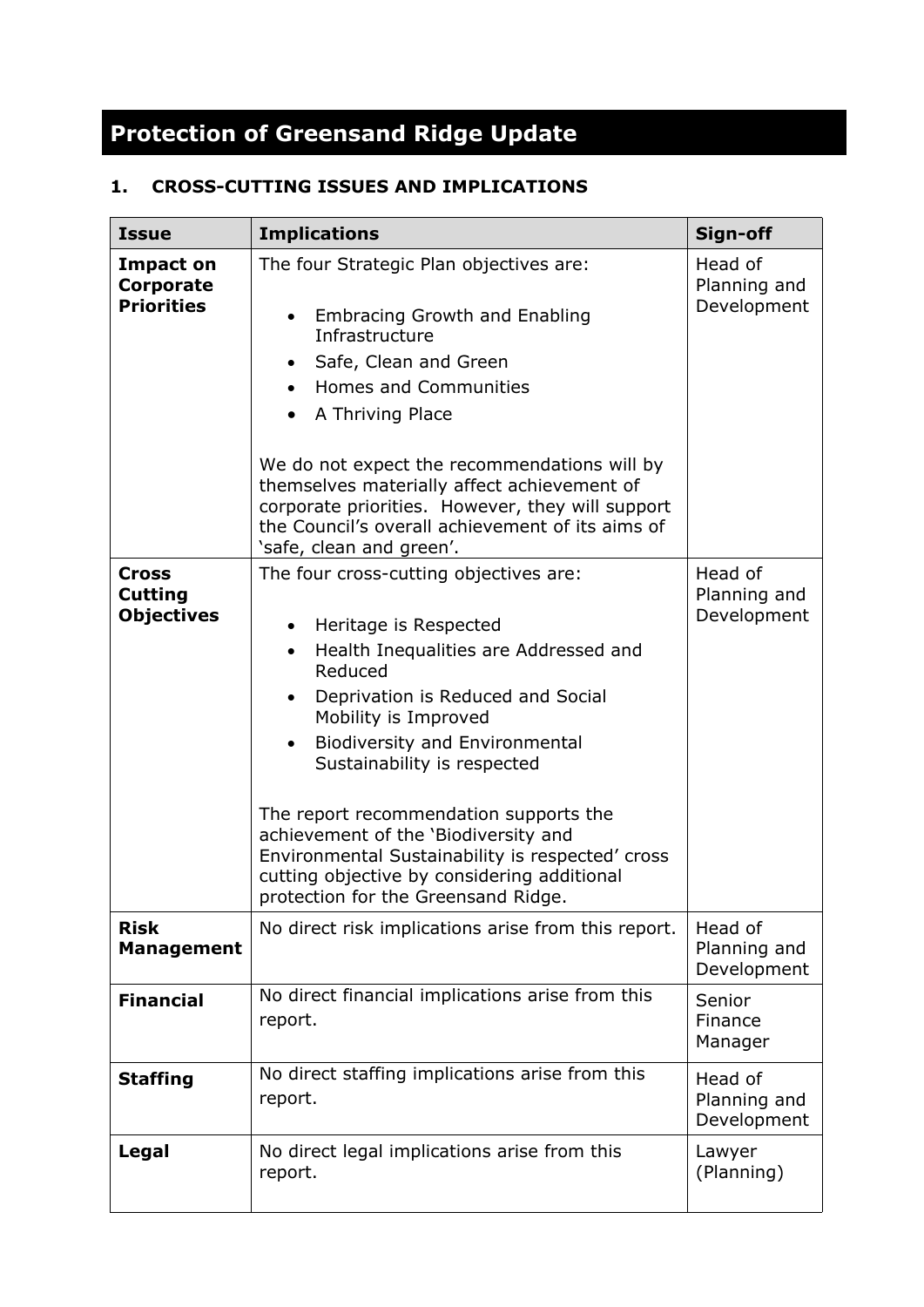# Protection of Greensand Ridge Update

## 1. CROSS-CUTTING ISSUES AND IMPLICATIONS

| Issue | Implications | Sign-off |
| --- | --- | --- |
| **Impact on Corporate Priorities** | The four Strategic Plan objectives are:<br><br>• Embracing Growth and Enabling Infrastructure<br>• Safe, Clean and Green<br>• Homes and Communities<br>• A Thriving Place<br><br>We do not expect the recommendations will by themselves materially affect achievement of corporate priorities. However, they will support the Council's overall achievement of its aims of 'safe, clean and green'. | Head of Planning and Development |
| **Cross Cutting Objectives** | The four cross-cutting objectives are:<br><br>• Heritage is Respected<br>• Health Inequalities are Addressed and Reduced<br>• Deprivation is Reduced and Social Mobility is Improved<br>• Biodiversity and Environmental Sustainability is respected<br><br>The report recommendation supports the achievement of the 'Biodiversity and Environmental Sustainability is respected' cross cutting objective by considering additional protection for the Greensand Ridge. | Head of Planning and Development |
| **Risk Management** | No direct risk implications arise from this report. | Head of Planning and Development |
| **Financial** | No direct financial implications arise from this report. | Senior Finance Manager |
| **Staffing** | No direct staffing implications arise from this report. | Head of Planning and Development |
| **Legal** | No direct legal implications arise from this report. | Lawyer (Planning) |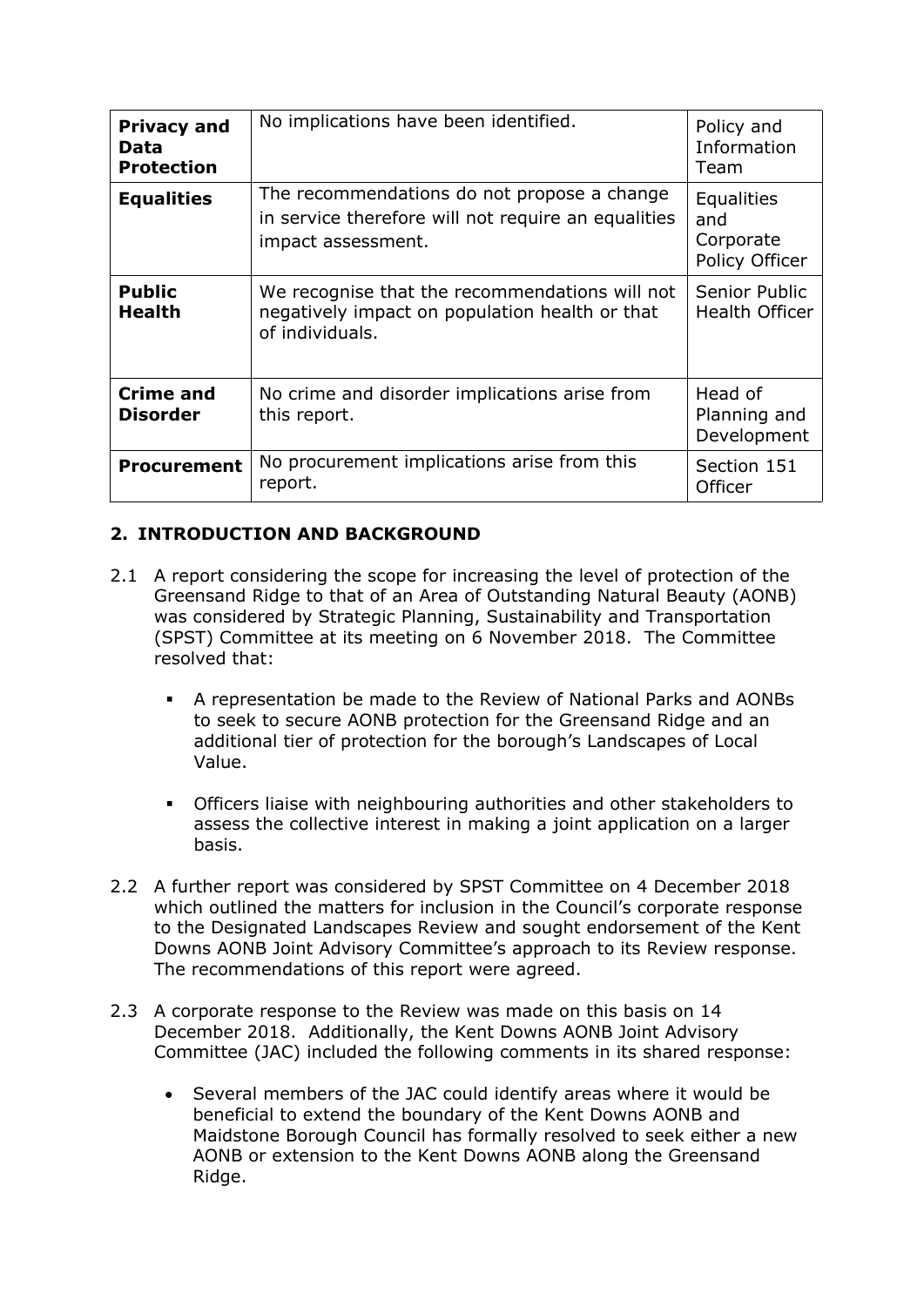| **Privacy and Data Protection** | No implications have been identified. | Policy and Information Team |
|---|---|---|
| **Equalities** | The recommendations do not propose a change in service therefore will not require an equalities impact assessment. | Equalities and Corporate Policy Officer |
| **Public Health** | We recognise that the recommendations will not negatively impact on population health or that of individuals. | Senior Public Health Officer |
| **Crime and Disorder** | No crime and disorder implications arise from this report. | Head of Planning and Development |
| **Procurement** | No procurement implications arise from this report. | Section 151 Officer |

## 2. INTRODUCTION AND BACKGROUND

2.1 A report considering the scope for increasing the level of protection of the Greensand Ridge to that of an Area of Outstanding Natural Beauty (AONB) was considered by Strategic Planning, Sustainability and Transportation (SPST) Committee at its meeting on 6 November 2018. The Committee resolved that:

- A representation be made to the Review of National Parks and AONBs to seek to secure AONB protection for the Greensand Ridge and an additional tier of protection for the borough's Landscapes of Local Value.

- Officers liaise with neighbouring authorities and other stakeholders to assess the collective interest in making a joint application on a larger basis.

2.2 A further report was considered by SPST Committee on 4 December 2018 which outlined the matters for inclusion in the Council's corporate response to the Designated Landscapes Review and sought endorsement of the Kent Downs AONB Joint Advisory Committee's approach to its Review response. The recommendations of this report were agreed.

2.3 A corporate response to the Review was made on this basis on 14 December 2018. Additionally, the Kent Downs AONB Joint Advisory Committee (JAC) included the following comments in its shared response:

- Several members of the JAC could identify areas where it would be beneficial to extend the boundary of the Kent Downs AONB and Maidstone Borough Council has formally resolved to seek either a new AONB or extension to the Kent Downs AONB along the Greensand Ridge.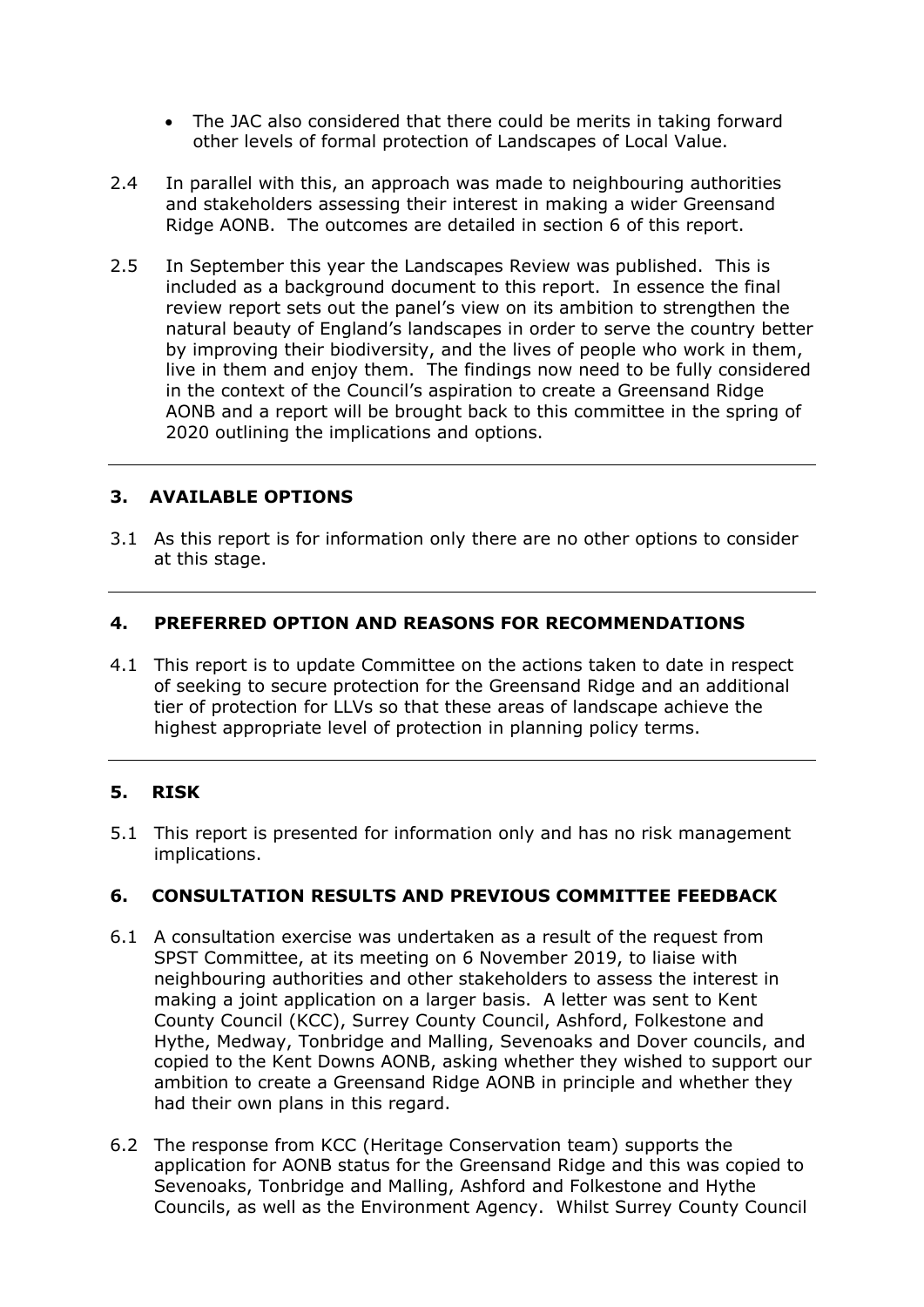- The JAC also considered that there could be merits in taking forward other levels of formal protection of Landscapes of Local Value.

2.4 In parallel with this, an approach was made to neighbouring authorities and stakeholders assessing their interest in making a wider Greensand Ridge AONB. The outcomes are detailed in section 6 of this report.

2.5 In September this year the Landscapes Review was published. This is included as a background document to this report. In essence the final review report sets out the panel's view on its ambition to strengthen the natural beauty of England's landscapes in order to serve the country better by improving their biodiversity, and the lives of people who work in them, live in them and enjoy them. The findings now need to be fully considered in the context of the Council's aspiration to create a Greensand Ridge AONB and a report will be brought back to this committee in the spring of 2020 outlining the implications and options.

---

## 3. AVAILABLE OPTIONS

3.1 As this report is for information only there are no other options to consider at this stage.

---

## 4. PREFERRED OPTION AND REASONS FOR RECOMMENDATIONS

4.1 This report is to update Committee on the actions taken to date in respect of seeking to secure protection for the Greensand Ridge and an additional tier of protection for LLVs so that these areas of landscape achieve the highest appropriate level of protection in planning policy terms.

---

## 5. RISK

5.1 This report is presented for information only and has no risk management implications.

## 6. CONSULTATION RESULTS AND PREVIOUS COMMITTEE FEEDBACK

6.1 A consultation exercise was undertaken as a result of the request from SPST Committee, at its meeting on 6 November 2019, to liaise with neighbouring authorities and other stakeholders to assess the interest in making a joint application on a larger basis. A letter was sent to Kent County Council (KCC), Surrey County Council, Ashford, Folkestone and Hythe, Medway, Tonbridge and Malling, Sevenoaks and Dover councils, and copied to the Kent Downs AONB, asking whether they wished to support our ambition to create a Greensand Ridge AONB in principle and whether they had their own plans in this regard.

6.2 The response from KCC (Heritage Conservation team) supports the application for AONB status for the Greensand Ridge and this was copied to Sevenoaks, Tonbridge and Malling, Ashford and Folkestone and Hythe Councils, as well as the Environment Agency. Whilst Surrey County Council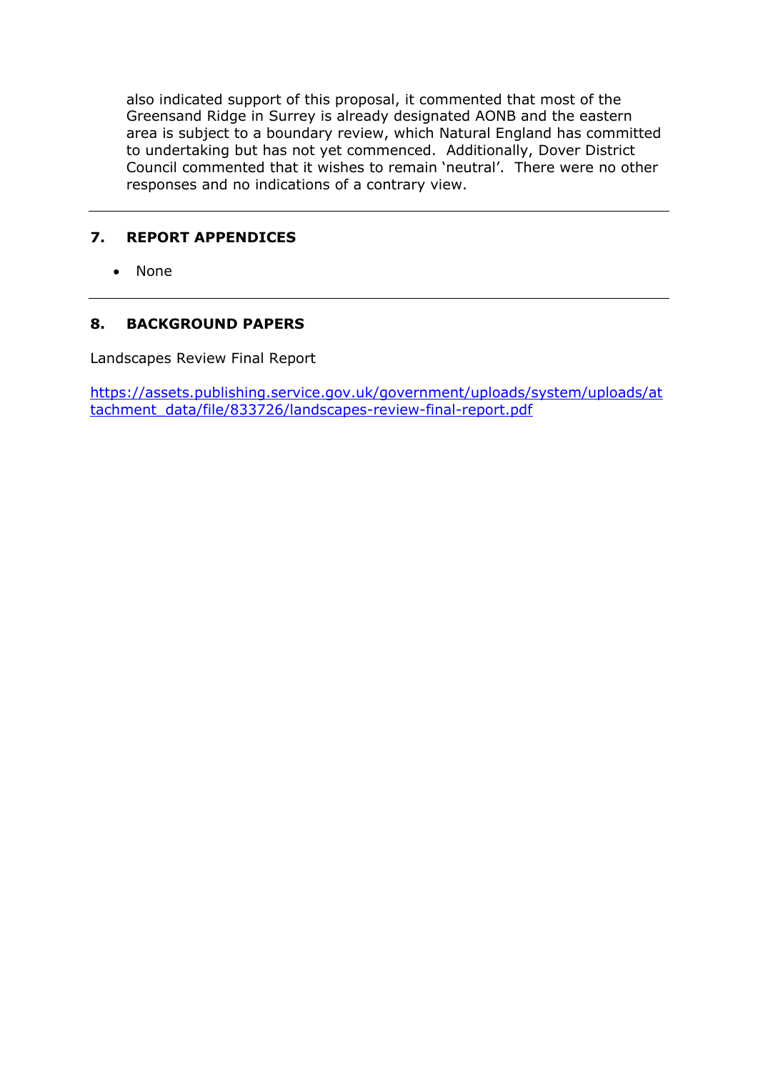also indicated support of this proposal, it commented that most of the Greensand Ridge in Surrey is already designated AONB and the eastern area is subject to a boundary review, which Natural England has committed to undertaking but has not yet commenced. Additionally, Dover District Council commented that it wishes to remain 'neutral'. There were no other responses and no indications of a contrary view.

---

## 7. REPORT APPENDICES

- None

---

## 8. BACKGROUND PAPERS

Landscapes Review Final Report

https://assets.publishing.service.gov.uk/government/uploads/system/uploads/attachment_data/file/833726/landscapes-review-final-report.pdf